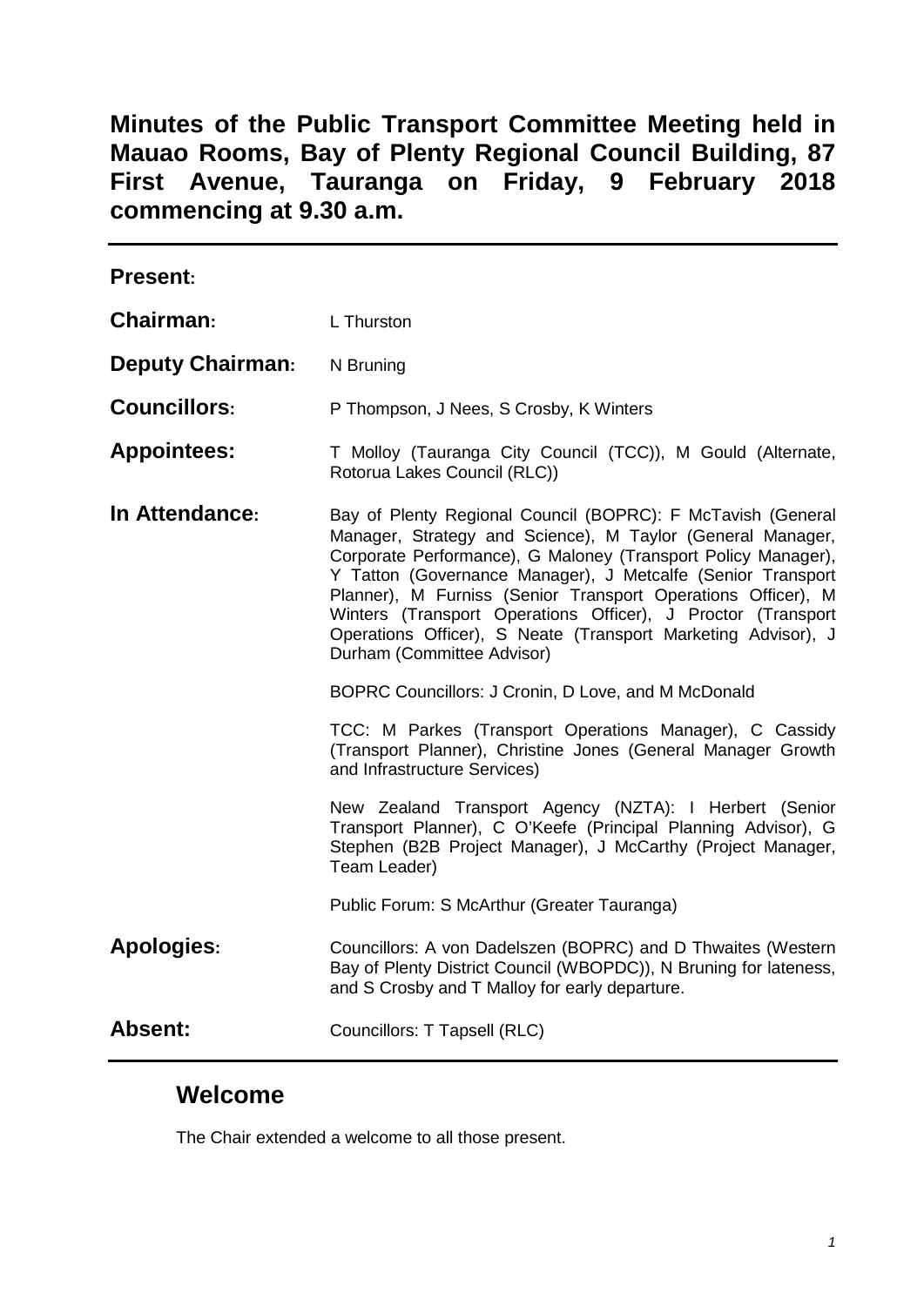# Minutes of the Public Transport Committee Meeting held in Mauao Rooms, Bay of Plenty Regional Council Building, 87 First Avenue, Tauranga on Friday, 9 February 2018 commencing at 9.30 a.m.

**Present:**

**Chairman:** L Thurston

**Deputy Chairman:** N Bruning

**Councillors:** P Thompson, J Nees, S Crosby, K Winters

**Appointees:** T Molloy (Tauranga City Council (TCC)), M Gould (Alternate, Rotorua Lakes Council (RLC))

**In Attendance:** Bay of Plenty Regional Council (BOPRC): F McTavish (General Manager, Strategy and Science), M Taylor (General Manager, Corporate Performance), G Maloney (Transport Policy Manager), Y Tatton (Governance Manager), J Metcalfe (Senior Transport Planner), M Furniss (Senior Transport Operations Officer), M Winters (Transport Operations Officer), J Proctor (Transport Operations Officer), S Neate (Transport Marketing Advisor), J Durham (Committee Advisor)

BOPRC Councillors: J Cronin, D Love, and M McDonald

TCC: M Parkes (Transport Operations Manager), C Cassidy (Transport Planner), Christine Jones (General Manager Growth and Infrastructure Services)

New Zealand Transport Agency (NZTA): I Herbert (Senior Transport Planner), C O'Keefe (Principal Planning Advisor), G Stephen (B2B Project Manager), J McCarthy (Project Manager, Team Leader)

Public Forum: S McArthur (Greater Tauranga)

**Apologies:** Councillors: A von Dadelszen (BOPRC) and D Thwaites (Western Bay of Plenty District Council (WBOPDC)), N Bruning for lateness, and S Crosby and T Malloy for early departure.

**Absent:** Councillors: T Tapsell (RLC)

## Welcome

The Chair extended a welcome to all those present.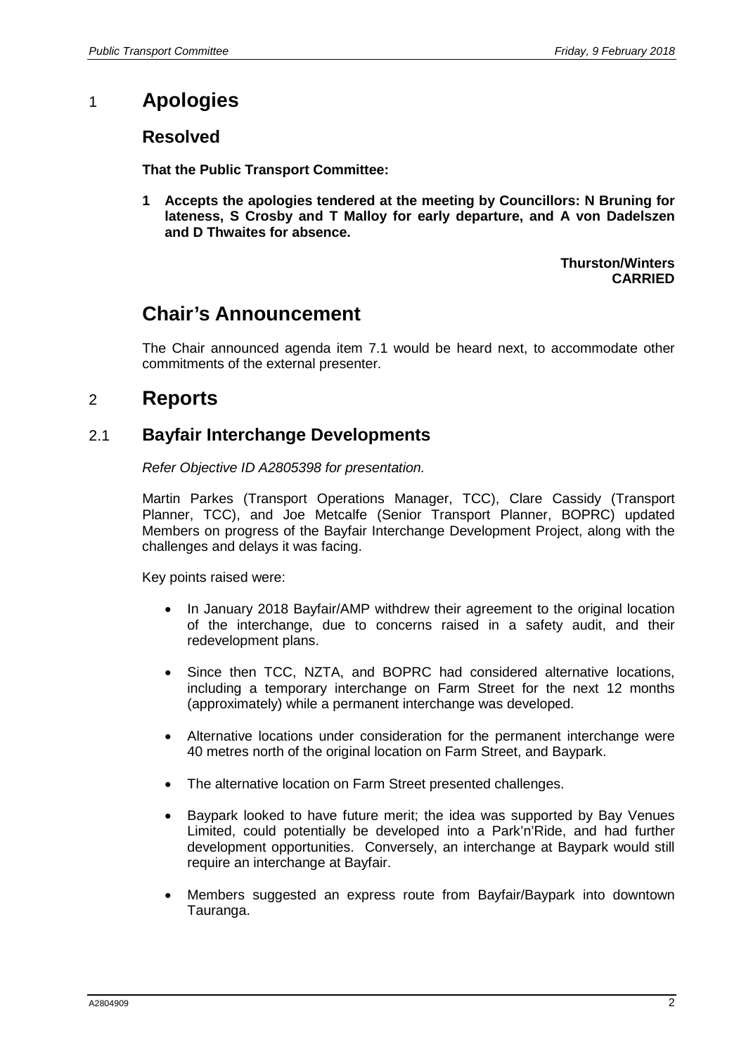# 1 Apologies

## Resolved

**That the Public Transport Committee:**

**1 Accepts the apologies tendered at the meeting by Councillors: N Bruning for lateness, S Crosby and T Malloy for early departure, and A von Dadelszen and D Thwaites for absence.**

**Thurston/Winters**
**CARRIED**

# Chair's Announcement

The Chair announced agenda item 7.1 would be heard next, to accommodate other commitments of the external presenter.

# 2 Reports

## 2.1 Bayfair Interchange Developments

*Refer Objective ID A2805398 for presentation.*

Martin Parkes (Transport Operations Manager, TCC), Clare Cassidy (Transport Planner, TCC), and Joe Metcalfe (Senior Transport Planner, BOPRC) updated Members on progress of the Bayfair Interchange Development Project, along with the challenges and delays it was facing.

Key points raised were:

- In January 2018 Bayfair/AMP withdrew their agreement to the original location of the interchange, due to concerns raised in a safety audit, and their redevelopment plans.
- Since then TCC, NZTA, and BOPRC had considered alternative locations, including a temporary interchange on Farm Street for the next 12 months (approximately) while a permanent interchange was developed.
- Alternative locations under consideration for the permanent interchange were 40 metres north of the original location on Farm Street, and Baypark.
- The alternative location on Farm Street presented challenges.
- Baypark looked to have future merit; the idea was supported by Bay Venues Limited, could potentially be developed into a Park'n'Ride, and had further development opportunities. Conversely, an interchange at Baypark would still require an interchange at Bayfair.
- Members suggested an express route from Bayfair/Baypark into downtown Tauranga.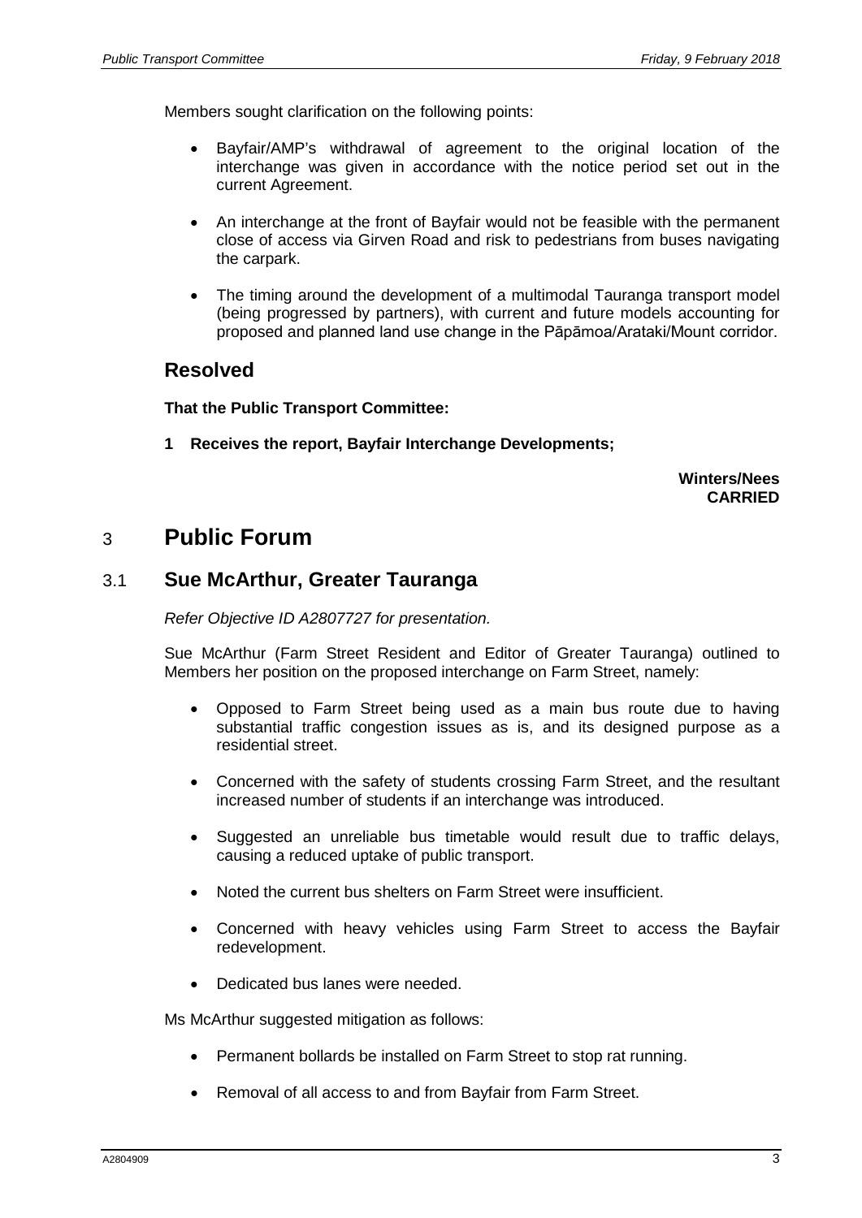Members sought clarification on the following points:

- Bayfair/AMP's withdrawal of agreement to the original location of the interchange was given in accordance with the notice period set out in the current Agreement.
- An interchange at the front of Bayfair would not be feasible with the permanent close of access via Girven Road and risk to pedestrians from buses navigating the carpark.
- The timing around the development of a multimodal Tauranga transport model (being progressed by partners), with current and future models accounting for proposed and planned land use change in the Pāpāmoa/Arataki/Mount corridor.

## Resolved

**That the Public Transport Committee:**

**1 Receives the report, Bayfair Interchange Developments;**

**Winters/Nees**
**CARRIED**

# 3 Public Forum

## 3.1 Sue McArthur, Greater Tauranga

*Refer Objective ID A2807727 for presentation.*

Sue McArthur (Farm Street Resident and Editor of Greater Tauranga) outlined to Members her position on the proposed interchange on Farm Street, namely:

- Opposed to Farm Street being used as a main bus route due to having substantial traffic congestion issues as is, and its designed purpose as a residential street.
- Concerned with the safety of students crossing Farm Street, and the resultant increased number of students if an interchange was introduced.
- Suggested an unreliable bus timetable would result due to traffic delays, causing a reduced uptake of public transport.
- Noted the current bus shelters on Farm Street were insufficient.
- Concerned with heavy vehicles using Farm Street to access the Bayfair redevelopment.
- Dedicated bus lanes were needed.

Ms McArthur suggested mitigation as follows:

- Permanent bollards be installed on Farm Street to stop rat running.
- Removal of all access to and from Bayfair from Farm Street.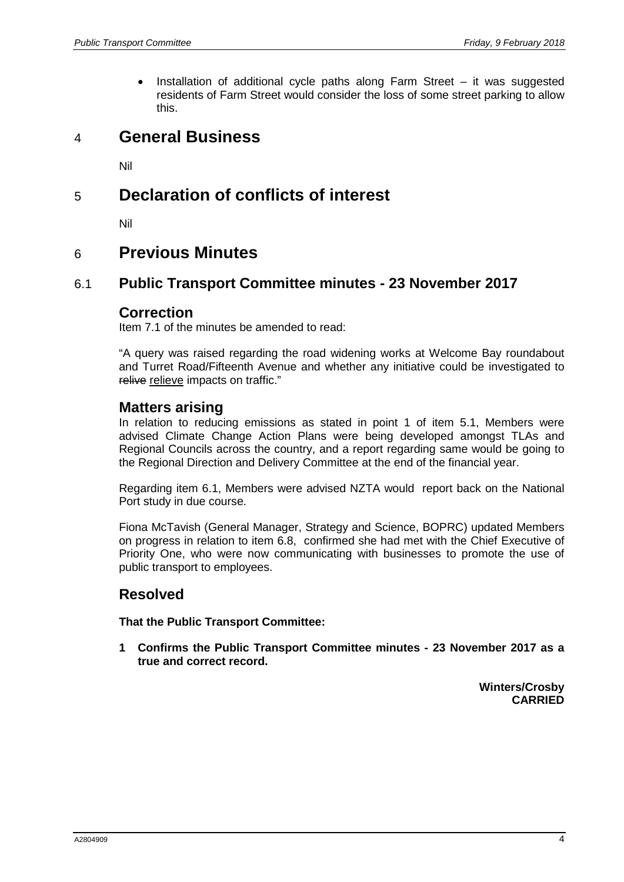- Installation of additional cycle paths along Farm Street – it was suggested residents of Farm Street would consider the loss of some street parking to allow this.

# 4 General Business

Nil

# 5 Declaration of conflicts of interest

Nil

# 6 Previous Minutes

## 6.1 Public Transport Committee minutes - 23 November 2017

### Correction

Item 7.1 of the minutes be amended to read:

"A query was raised regarding the road widening works at Welcome Bay roundabout and Turret Road/Fifteenth Avenue and whether any initiative could be investigated to ~~relive~~ relieve impacts on traffic."

### Matters arising

In relation to reducing emissions as stated in point 1 of item 5.1, Members were advised Climate Change Action Plans were being developed amongst TLAs and Regional Councils across the country, and a report regarding same would be going to the Regional Direction and Delivery Committee at the end of the financial year.

Regarding item 6.1, Members were advised NZTA would report back on the National Port study in due course.

Fiona McTavish (General Manager, Strategy and Science, BOPRC) updated Members on progress in relation to item 6.8, confirmed she had met with the Chief Executive of Priority One, who were now communicating with businesses to promote the use of public transport to employees.

### Resolved

**That the Public Transport Committee:**

**1 Confirms the Public Transport Committee minutes - 23 November 2017 as a true and correct record.**

**Winters/Crosby**
**CARRIED**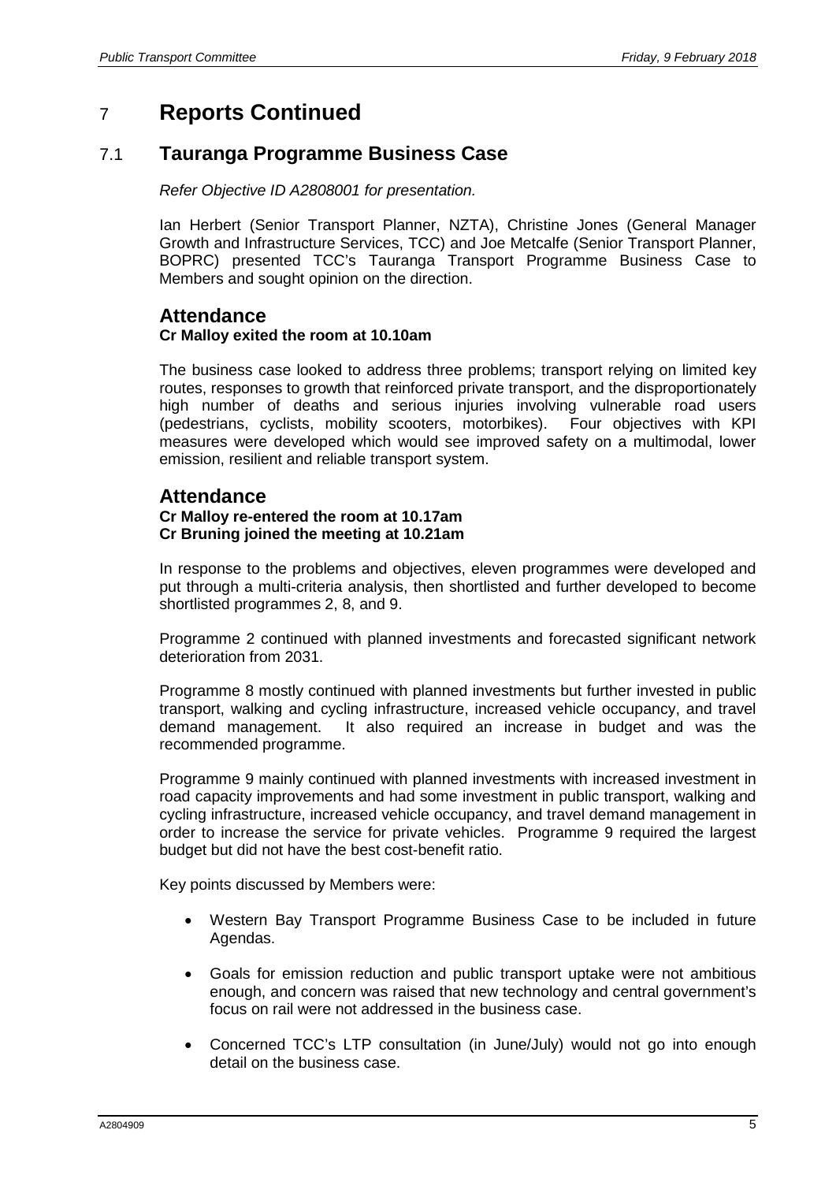# 7 Reports Continued

## 7.1 Tauranga Programme Business Case

*Refer Objective ID A2808001 for presentation.*

Ian Herbert (Senior Transport Planner, NZTA), Christine Jones (General Manager Growth and Infrastructure Services, TCC) and Joe Metcalfe (Senior Transport Planner, BOPRC) presented TCC's Tauranga Transport Programme Business Case to Members and sought opinion on the direction.

### Attendance

**Cr Malloy exited the room at 10.10am**

The business case looked to address three problems; transport relying on limited key routes, responses to growth that reinforced private transport, and the disproportionately high number of deaths and serious injuries involving vulnerable road users (pedestrians, cyclists, mobility scooters, motorbikes). Four objectives with KPI measures were developed which would see improved safety on a multimodal, lower emission, resilient and reliable transport system.

### Attendance

**Cr Malloy re-entered the room at 10.17am**
**Cr Bruning joined the meeting at 10.21am**

In response to the problems and objectives, eleven programmes were developed and put through a multi-criteria analysis, then shortlisted and further developed to become shortlisted programmes 2, 8, and 9.

Programme 2 continued with planned investments and forecasted significant network deterioration from 2031.

Programme 8 mostly continued with planned investments but further invested in public transport, walking and cycling infrastructure, increased vehicle occupancy, and travel demand management. It also required an increase in budget and was the recommended programme.

Programme 9 mainly continued with planned investments with increased investment in road capacity improvements and had some investment in public transport, walking and cycling infrastructure, increased vehicle occupancy, and travel demand management in order to increase the service for private vehicles. Programme 9 required the largest budget but did not have the best cost-benefit ratio.

Key points discussed by Members were:

- Western Bay Transport Programme Business Case to be included in future Agendas.
- Goals for emission reduction and public transport uptake were not ambitious enough, and concern was raised that new technology and central government's focus on rail were not addressed in the business case.
- Concerned TCC's LTP consultation (in June/July) would not go into enough detail on the business case.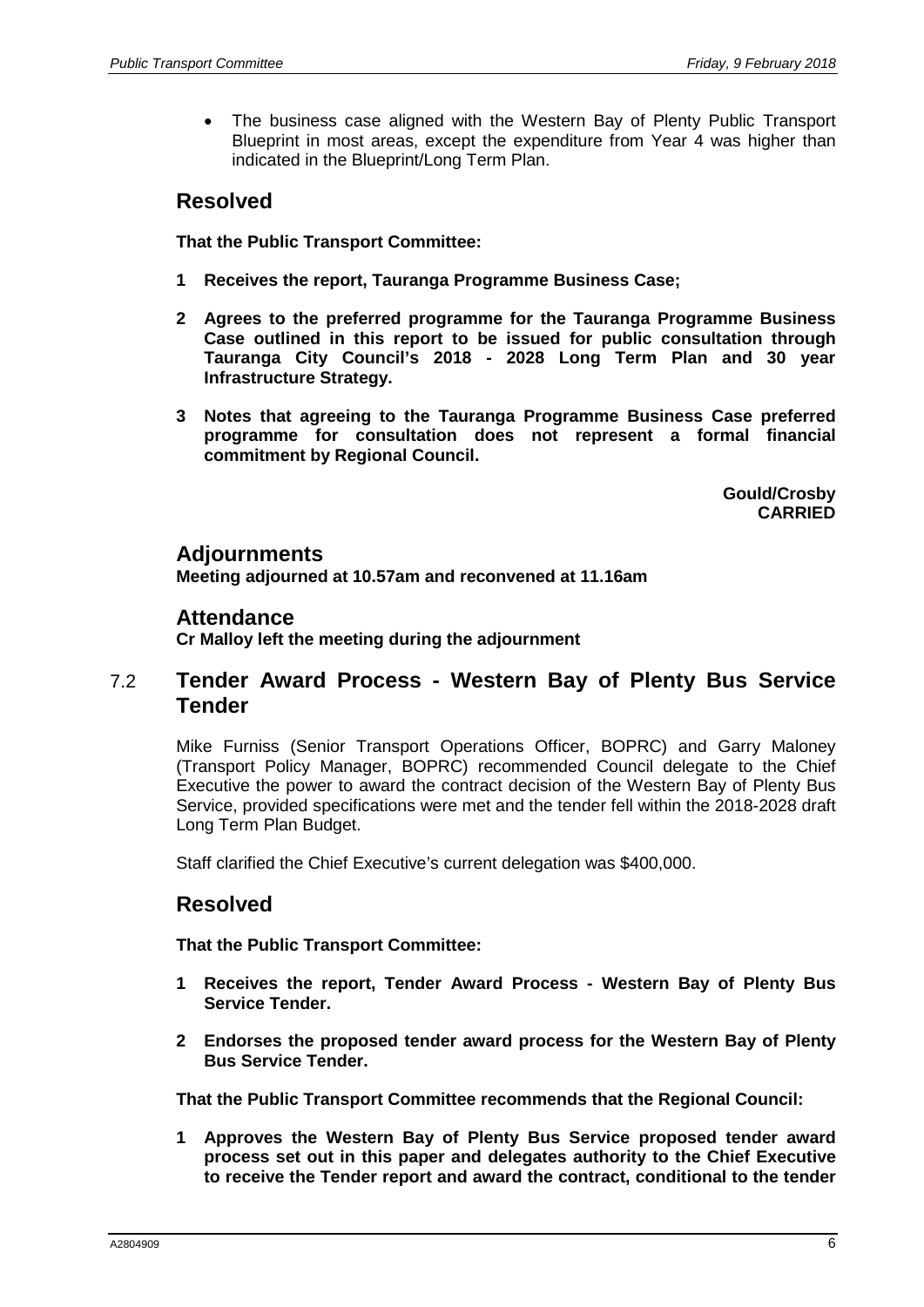- The business case aligned with the Western Bay of Plenty Public Transport Blueprint in most areas, except the expenditure from Year 4 was higher than indicated in the Blueprint/Long Term Plan.

## Resolved

**That the Public Transport Committee:**

**1 Receives the report, Tauranga Programme Business Case;**

**2 Agrees to the preferred programme for the Tauranga Programme Business Case outlined in this report to be issued for public consultation through Tauranga City Council's 2018 - 2028 Long Term Plan and 30 year Infrastructure Strategy.**

**3 Notes that agreeing to the Tauranga Programme Business Case preferred programme for consultation does not represent a formal financial commitment by Regional Council.**

**Gould/Crosby**
**CARRIED**

## Adjournments

**Meeting adjourned at 10.57am and reconvened at 11.16am**

## Attendance

**Cr Malloy left the meeting during the adjournment**

## 7.2 Tender Award Process - Western Bay of Plenty Bus Service Tender

Mike Furniss (Senior Transport Operations Officer, BOPRC) and Garry Maloney (Transport Policy Manager, BOPRC) recommended Council delegate to the Chief Executive the power to award the contract decision of the Western Bay of Plenty Bus Service, provided specifications were met and the tender fell within the 2018-2028 draft Long Term Plan Budget.

Staff clarified the Chief Executive's current delegation was $400,000.

## Resolved

**That the Public Transport Committee:**

**1 Receives the report, Tender Award Process - Western Bay of Plenty Bus Service Tender.**

**2 Endorses the proposed tender award process for the Western Bay of Plenty Bus Service Tender.**

**That the Public Transport Committee recommends that the Regional Council:**

**1 Approves the Western Bay of Plenty Bus Service proposed tender award process set out in this paper and delegates authority to the Chief Executive to receive the Tender report and award the contract, conditional to the tender**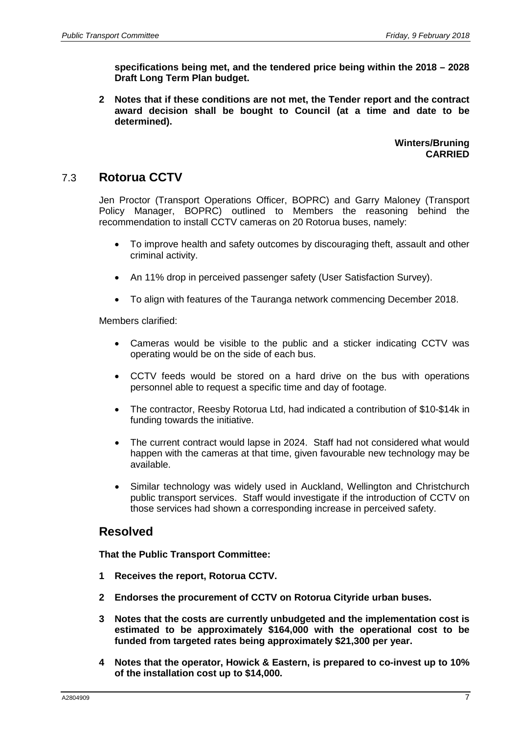**specifications being met, and the tendered price being within the 2018 – 2028 Draft Long Term Plan budget.**

**2 Notes that if these conditions are not met, the Tender report and the contract award decision shall be bought to Council (at a time and date to be determined).**

**Winters/Bruning**
**CARRIED**

## 7.3 Rotorua CCTV

Jen Proctor (Transport Operations Officer, BOPRC) and Garry Maloney (Transport Policy Manager, BOPRC) outlined to Members the reasoning behind the recommendation to install CCTV cameras on 20 Rotorua buses, namely:

- To improve health and safety outcomes by discouraging theft, assault and other criminal activity.
- An 11% drop in perceived passenger safety (User Satisfaction Survey).
- To align with features of the Tauranga network commencing December 2018.

Members clarified:

- Cameras would be visible to the public and a sticker indicating CCTV was operating would be on the side of each bus.
- CCTV feeds would be stored on a hard drive on the bus with operations personnel able to request a specific time and day of footage.
- The contractor, Reesby Rotorua Ltd, had indicated a contribution of $10-$14k in funding towards the initiative.
- The current contract would lapse in 2024. Staff had not considered what would happen with the cameras at that time, given favourable new technology may be available.
- Similar technology was widely used in Auckland, Wellington and Christchurch public transport services. Staff would investigate if the introduction of CCTV on those services had shown a corresponding increase in perceived safety.

## Resolved

**That the Public Transport Committee:**

**1 Receives the report, Rotorua CCTV.**

**2 Endorses the procurement of CCTV on Rotorua Cityride urban buses.**

**3 Notes that the costs are currently unbudgeted and the implementation cost is estimated to be approximately $164,000 with the operational cost to be funded from targeted rates being approximately $21,300 per year.**

**4 Notes that the operator, Howick & Eastern, is prepared to co-invest up to 10% of the installation cost up to $14,000.**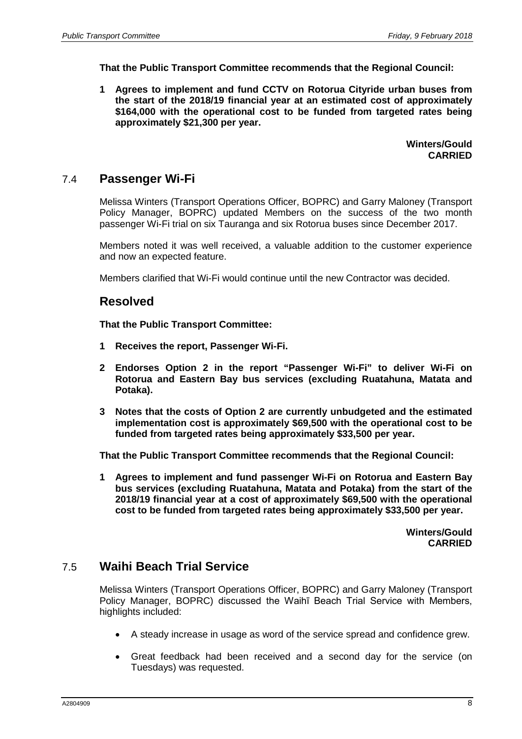**That the Public Transport Committee recommends that the Regional Council:**

**1 Agrees to implement and fund CCTV on Rotorua Cityride urban buses from the start of the 2018/19 financial year at an estimated cost of approximately $164,000 with the operational cost to be funded from targeted rates being approximately $21,300 per year.**

**Winters/Gould**
**CARRIED**

## 7.4 Passenger Wi-Fi

Melissa Winters (Transport Operations Officer, BOPRC) and Garry Maloney (Transport Policy Manager, BOPRC) updated Members on the success of the two month passenger Wi-Fi trial on six Tauranga and six Rotorua buses since December 2017.

Members noted it was well received, a valuable addition to the customer experience and now an expected feature.

Members clarified that Wi-Fi would continue until the new Contractor was decided.

## Resolved

**That the Public Transport Committee:**

**1 Receives the report, Passenger Wi-Fi.**

**2 Endorses Option 2 in the report "Passenger Wi-Fi" to deliver Wi-Fi on Rotorua and Eastern Bay bus services (excluding Ruatahuna, Matata and Potaka).**

**3 Notes that the costs of Option 2 are currently unbudgeted and the estimated implementation cost is approximately $69,500 with the operational cost to be funded from targeted rates being approximately $33,500 per year.**

**That the Public Transport Committee recommends that the Regional Council:**

**1 Agrees to implement and fund passenger Wi-Fi on Rotorua and Eastern Bay bus services (excluding Ruatahuna, Matata and Potaka) from the start of the 2018/19 financial year at a cost of approximately $69,500 with the operational cost to be funded from targeted rates being approximately $33,500 per year.**

**Winters/Gould**
**CARRIED**

## 7.5 Waihi Beach Trial Service

Melissa Winters (Transport Operations Officer, BOPRC) and Garry Maloney (Transport Policy Manager, BOPRC) discussed the Waihī Beach Trial Service with Members, highlights included:

- A steady increase in usage as word of the service spread and confidence grew.
- Great feedback had been received and a second day for the service (on Tuesdays) was requested.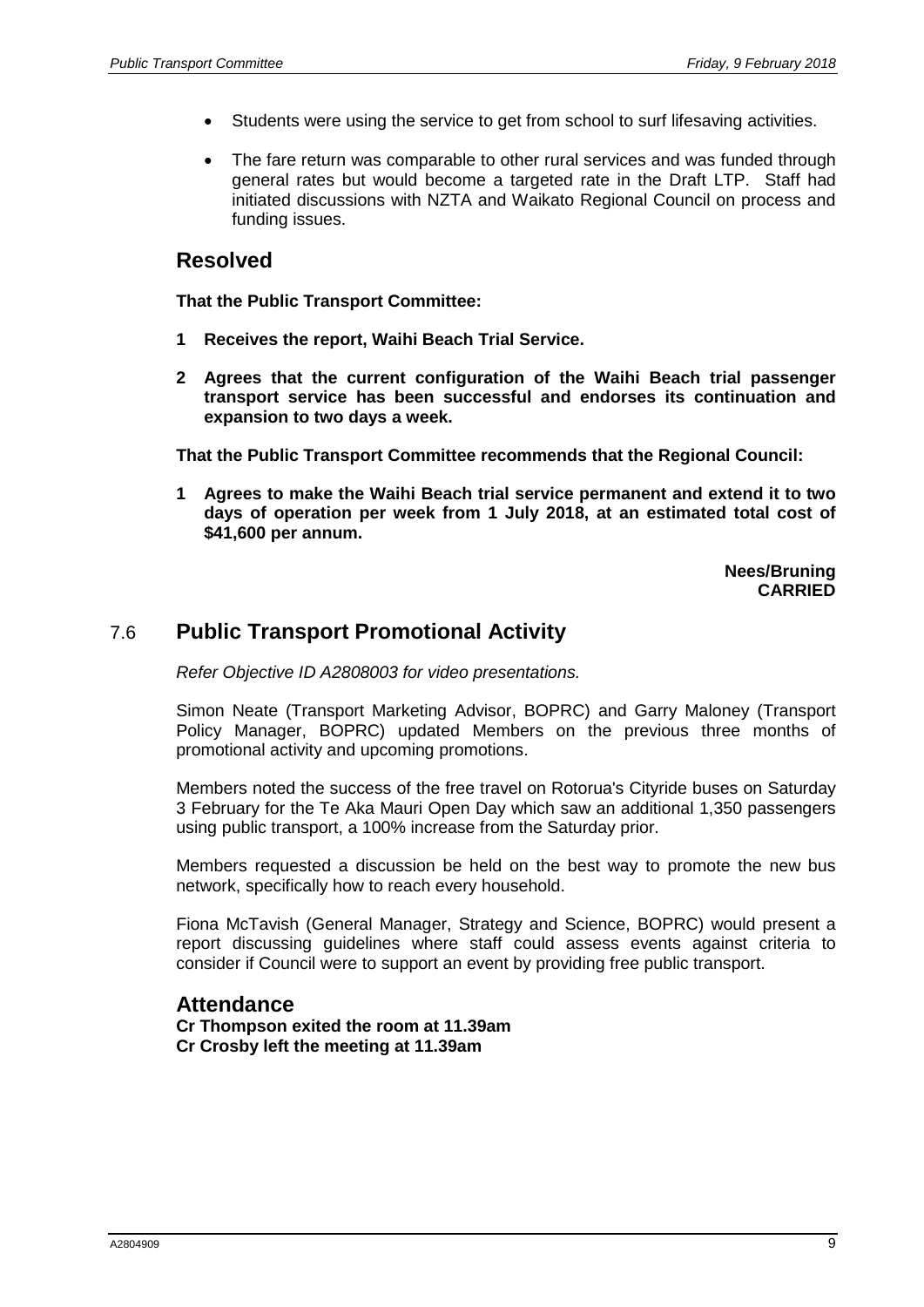- Students were using the service to get from school to surf lifesaving activities.
- The fare return was comparable to other rural services and was funded through general rates but would become a targeted rate in the Draft LTP. Staff had initiated discussions with NZTA and Waikato Regional Council on process and funding issues.

## Resolved

**That the Public Transport Committee:**

**1 Receives the report, Waihi Beach Trial Service.**

**2 Agrees that the current configuration of the Waihi Beach trial passenger transport service has been successful and endorses its continuation and expansion to two days a week.**

**That the Public Transport Committee recommends that the Regional Council:**

**1 Agrees to make the Waihi Beach trial service permanent and extend it to two days of operation per week from 1 July 2018, at an estimated total cost of $41,600 per annum.**

**Nees/Bruning**
**CARRIED**

## 7.6 Public Transport Promotional Activity

*Refer Objective ID A2808003 for video presentations.*

Simon Neate (Transport Marketing Advisor, BOPRC) and Garry Maloney (Transport Policy Manager, BOPRC) updated Members on the previous three months of promotional activity and upcoming promotions.

Members noted the success of the free travel on Rotorua's Cityride buses on Saturday 3 February for the Te Aka Mauri Open Day which saw an additional 1,350 passengers using public transport, a 100% increase from the Saturday prior.

Members requested a discussion be held on the best way to promote the new bus network, specifically how to reach every household.

Fiona McTavish (General Manager, Strategy and Science, BOPRC) would present a report discussing guidelines where staff could assess events against criteria to consider if Council were to support an event by providing free public transport.

## Attendance

**Cr Thompson exited the room at 11.39am**
**Cr Crosby left the meeting at 11.39am**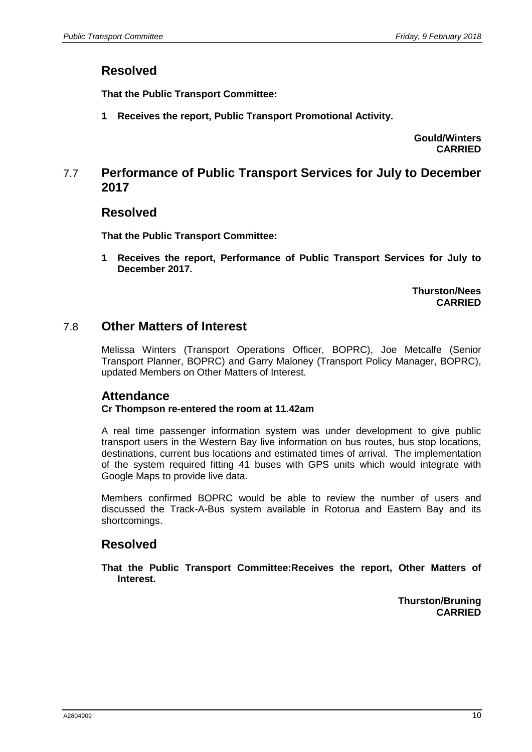## Resolved

**That the Public Transport Committee:**

**1 Receives the report, Public Transport Promotional Activity.**

**Gould/Winters**
**CARRIED**

## 7.7 Performance of Public Transport Services for July to December 2017

## Resolved

**That the Public Transport Committee:**

**1 Receives the report, Performance of Public Transport Services for July to December 2017.**

**Thurston/Nees**
**CARRIED**

## 7.8 Other Matters of Interest

Melissa Winters (Transport Operations Officer, BOPRC), Joe Metcalfe (Senior Transport Planner, BOPRC) and Garry Maloney (Transport Policy Manager, BOPRC), updated Members on Other Matters of Interest.

### Attendance

**Cr Thompson re-entered the room at 11.42am**

A real time passenger information system was under development to give public transport users in the Western Bay live information on bus routes, bus stop locations, destinations, current bus locations and estimated times of arrival. The implementation of the system required fitting 41 buses with GPS units which would integrate with Google Maps to provide live data.

Members confirmed BOPRC would be able to review the number of users and discussed the Track-A-Bus system available in Rotorua and Eastern Bay and its shortcomings.

## Resolved

**That the Public Transport Committee:Receives the report, Other Matters of Interest.**

**Thurston/Bruning**
**CARRIED**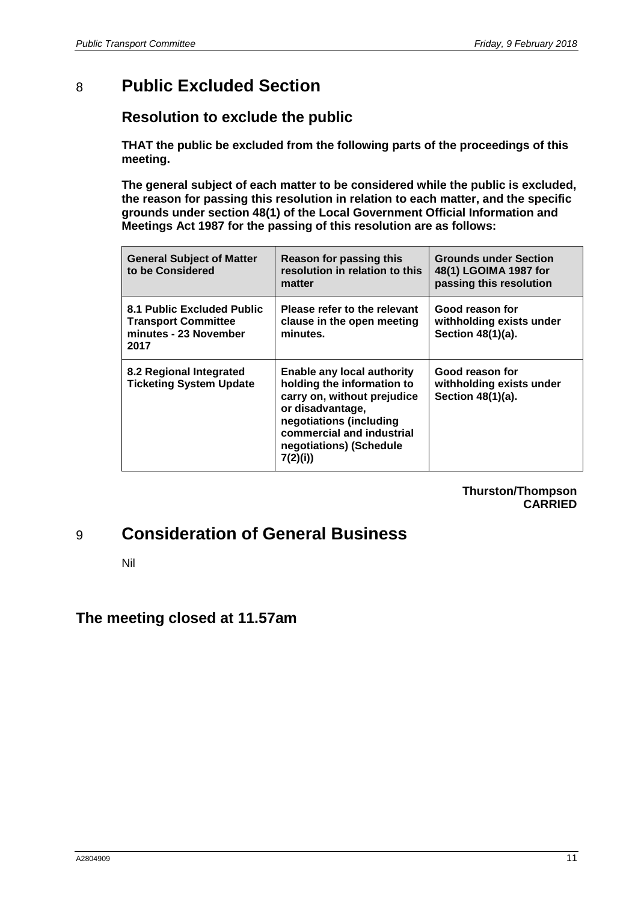# 8 Public Excluded Section

## Resolution to exclude the public

**THAT the public be excluded from the following parts of the proceedings of this meeting.**

**The general subject of each matter to be considered while the public is excluded, the reason for passing this resolution in relation to each matter, and the specific grounds under section 48(1) of the Local Government Official Information and Meetings Act 1987 for the passing of this resolution are as follows:**

| General Subject of Matter to be Considered | Reason for passing this resolution in relation to this matter | Grounds under Section 48(1) LGOIMA 1987 for passing this resolution |
|---|---|---|
| **8.1 Public Excluded Public Transport Committee minutes - 23 November 2017** | **Please refer to the relevant clause in the open meeting minutes.** | **Good reason for withholding exists under Section 48(1)(a).** |
| **8.2 Regional Integrated Ticketing System Update** | **Enable any local authority holding the information to carry on, without prejudice or disadvantage, negotiations (including commercial and industrial negotiations) (Schedule 7(2)(i))** | **Good reason for withholding exists under Section 48(1)(a).** |

**Thurston/Thompson**
**CARRIED**

# 9 Consideration of General Business

Nil

## The meeting closed at 11.57am